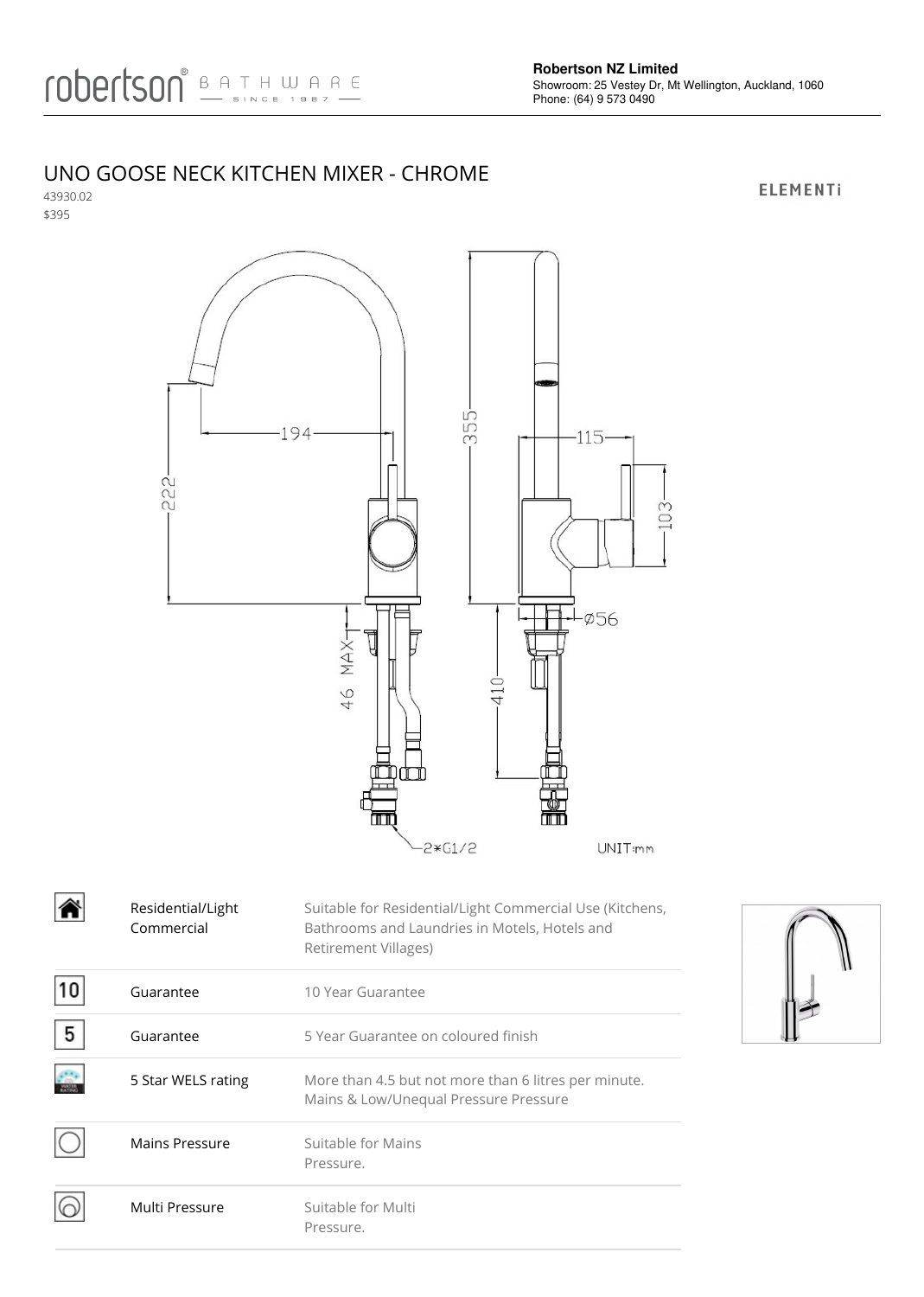robertson® BATHWARE — SINCE 1987 —

**Robertson NZ Limited**
Showroom: 25 Vestey Dr, Mt Wellington, Auckland, 1060
Phone: (64) 9 573 0490

# UNO GOOSE NECK KITCHEN MIXER - CHROME

ELEMENTi

43930.02
$395

194 222 355 115 103 Ø56 46 MAX 410 2*G1/2 UNIT:mm

| | | |
|---|---|---|
| | Residential/Light Commercial | Suitable for Residential/Light Commercial Use (Kitchens, Bathrooms and Laundries in Motels, Hotels and Retirement Villages) |
| 10 | Guarantee | 10 Year Guarantee |
| 5 | Guarantee | 5 Year Guarantee on coloured finish |
| | 5 Star WELS rating | More than 4.5 but not more than 6 litres per minute. Mains & Low/Unequal Pressure Pressure |
| | Mains Pressure | Suitable for Mains Pressure. |
| | Multi Pressure | Suitable for Multi Pressure. |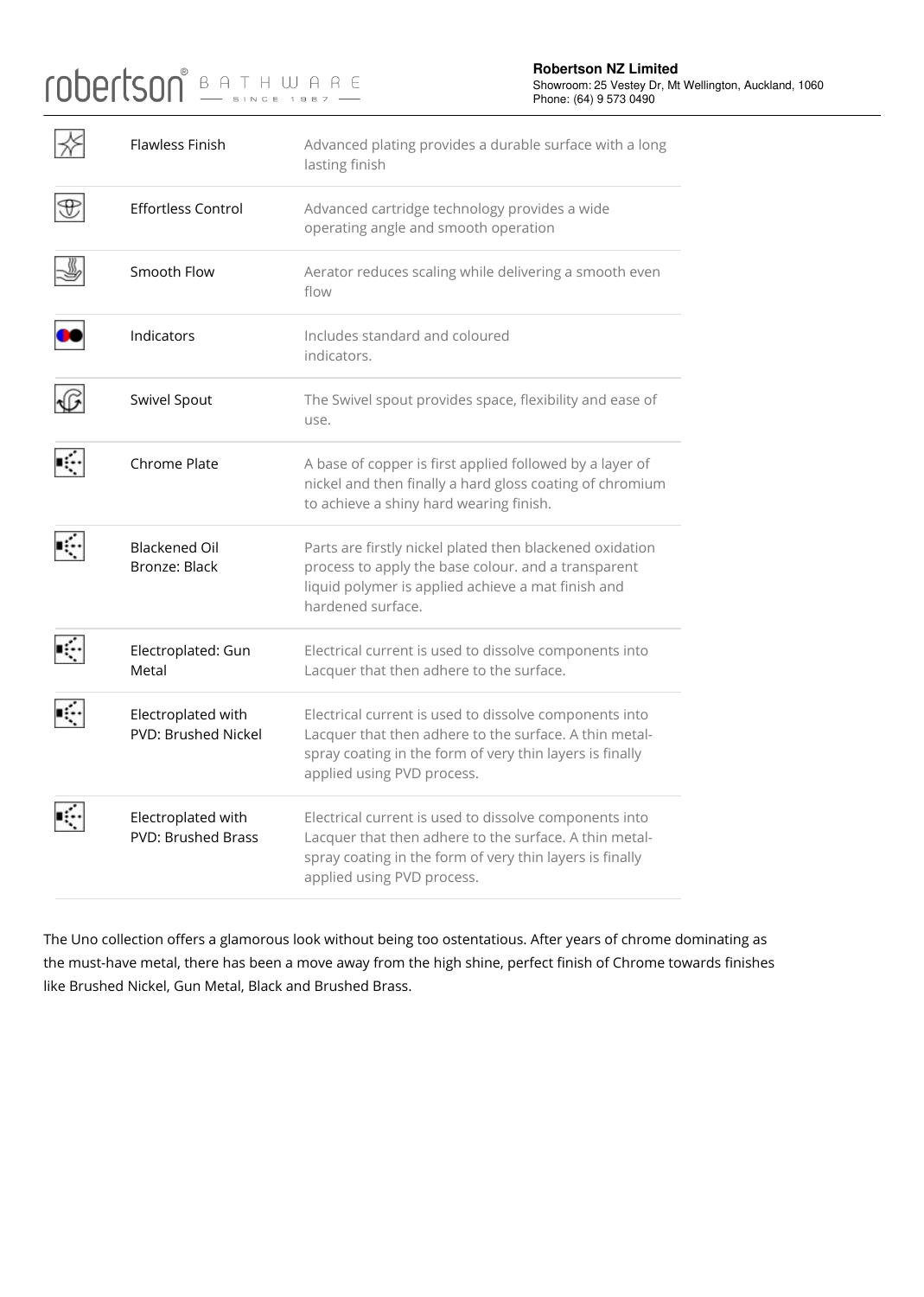| | | |
|---|---|---|
| | Flawless Finish | Advanced plating provides a durable surface with a long lasting finish |
| | Effortless Control | Advanced cartridge technology provides a wide operating angle and smooth operation |
| | Smooth Flow | Aerator reduces scaling while delivering a smooth even flow |
| | Indicators | Includes standard and coloured indicators. |
| | Swivel Spout | The Swivel spout provides space, flexibility and ease of use. |
| | Chrome Plate | A base of copper is first applied followed by a layer of nickel and then finally a hard gloss coating of chromium to achieve a shiny hard wearing finish. |
| | Blackened Oil Bronze: Black | Parts are firstly nickel plated then blackened oxidation process to apply the base colour. and a transparent liquid polymer is applied achieve a mat finish and hardened surface. |
| | Electroplated: Gun Metal | Electrical current is used to dissolve components into Lacquer that then adhere to the surface. |
| | Electroplated with PVD: Brushed Nickel | Electrical current is used to dissolve components into Lacquer that then adhere to the surface. A thin metal-spray coating in the form of very thin layers is finally applied using PVD process. |
| | Electroplated with PVD: Brushed Brass | Electrical current is used to dissolve components into Lacquer that then adhere to the surface. A thin metal-spray coating in the form of very thin layers is finally applied using PVD process. |

The Uno collection offers a glamorous look without being too ostentatious. After years of chrome dominating as the must-have metal, there has been a move away from the high shine, perfect finish of Chrome towards finishes like Brushed Nickel, Gun Metal, Black and Brushed Brass.